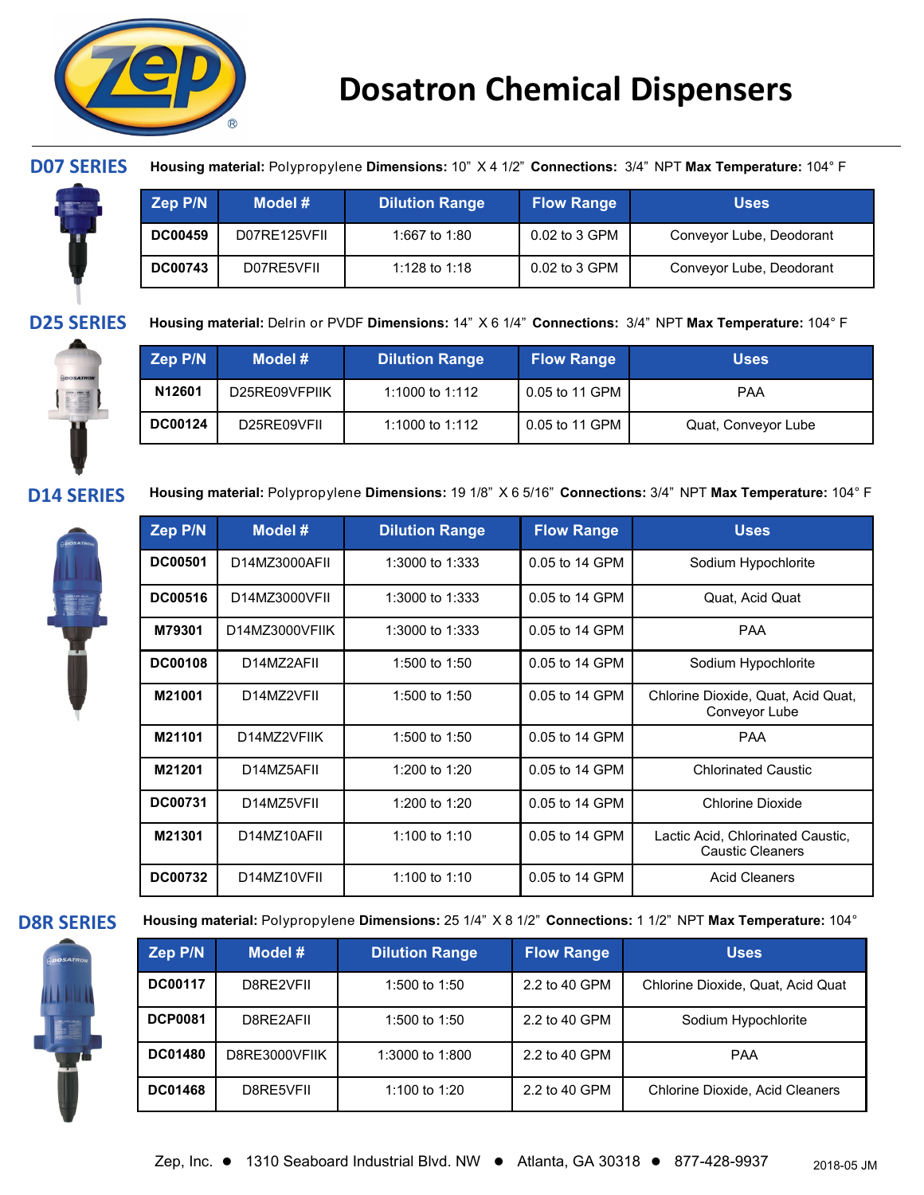# Dosatron Chemical Dispensers

## D07 SERIES

**Housing material:** Polypropylene **Dimensions:** 10" X 4 1/2" **Connections:** 3/4" NPT **Max Temperature:** 104° F

| Zep P/N | Model # | Dilution Range | Flow Range | Uses |
|---|---|---|---|---|
| **DC00459** | D07RE125VFII | 1:667 to 1:80 | 0.02 to 3 GPM | Conveyor Lube, Deodorant |
| **DC00743** | D07RE5VFII | 1:128 to 1:18 | 0.02 to 3 GPM | Conveyor Lube, Deodorant |

## D25 SERIES

**Housing material:** Delrin or PVDF **Dimensions:** 14" X 6 1/4" **Connections:** 3/4" NPT **Max Temperature:** 104° F

| Zep P/N | Model # | Dilution Range | Flow Range | Uses |
|---|---|---|---|---|
| **N12601** | D25RE09VFPIIK | 1:1000 to 1:112 | 0.05 to 11 GPM | PAA |
| **DC00124** | D25RE09VFII | 1:1000 to 1:112 | 0.05 to 11 GPM | Quat, Conveyor Lube |

## D14 SERIES

**Housing material:** Polypropylene **Dimensions:** 19 1/8" X 6 5/16" **Connections:** 3/4" NPT **Max Temperature:** 104° F

| Zep P/N | Model # | Dilution Range | Flow Range | Uses |
|---|---|---|---|---|
| **DC00501** | D14MZ3000AFII | 1:3000 to 1:333 | 0.05 to 14 GPM | Sodium Hypochlorite |
| **DC00516** | D14MZ3000VFII | 1:3000 to 1:333 | 0.05 to 14 GPM | Quat, Acid Quat |
| **M79301** | D14MZ3000VFIIK | 1:3000 to 1:333 | 0.05 to 14 GPM | PAA |
| **DC00108** | D14MZ2AFII | 1:500 to 1:50 | 0.05 to 14 GPM | Sodium Hypochlorite |
| **M21001** | D14MZ2VFII | 1:500 to 1:50 | 0.05 to 14 GPM | Chlorine Dioxide, Quat, Acid Quat, Conveyor Lube |
| **M21101** | D14MZ2VFIIK | 1:500 to 1:50 | 0.05 to 14 GPM | PAA |
| **M21201** | D14MZ5AFII | 1:200 to 1:20 | 0.05 to 14 GPM | Chlorinated Caustic |
| **DC00731** | D14MZ5VFII | 1:200 to 1:20 | 0.05 to 14 GPM | Chlorine Dioxide |
| **M21301** | D14MZ10AFII | 1:100 to 1:10 | 0.05 to 14 GPM | Lactic Acid, Chlorinated Caustic, Caustic Cleaners |
| **DC00732** | D14MZ10VFII | 1:100 to 1:10 | 0.05 to 14 GPM | Acid Cleaners |

## D8R SERIES

**Housing material:** Polypropylene **Dimensions:** 25 1/4" X 8 1/2" **Connections:** 1 1/2" NPT **Max Temperature:** 104°

| Zep P/N | Model # | Dilution Range | Flow Range | Uses |
|---|---|---|---|---|
| **DC00117** | D8RE2VFII | 1:500 to 1:50 | 2.2 to 40 GPM | Chlorine Dioxide, Quat, Acid Quat |
| **DCP0081** | D8RE2AFII | 1:500 to 1:50 | 2.2 to 40 GPM | Sodium Hypochlorite |
| **DC01480** | D8RE3000VFIIK | 1:3000 to 1:800 | 2.2 to 40 GPM | PAA |
| **DC01468** | D8RE5VFII | 1:100 to 1:20 | 2.2 to 40 GPM | Chlorine Dioxide, Acid Cleaners |

Zep, Inc. ● 1310 Seaboard Industrial Blvd. NW ● Atlanta, GA 30318 ● 877-428-9937

2018-05 JM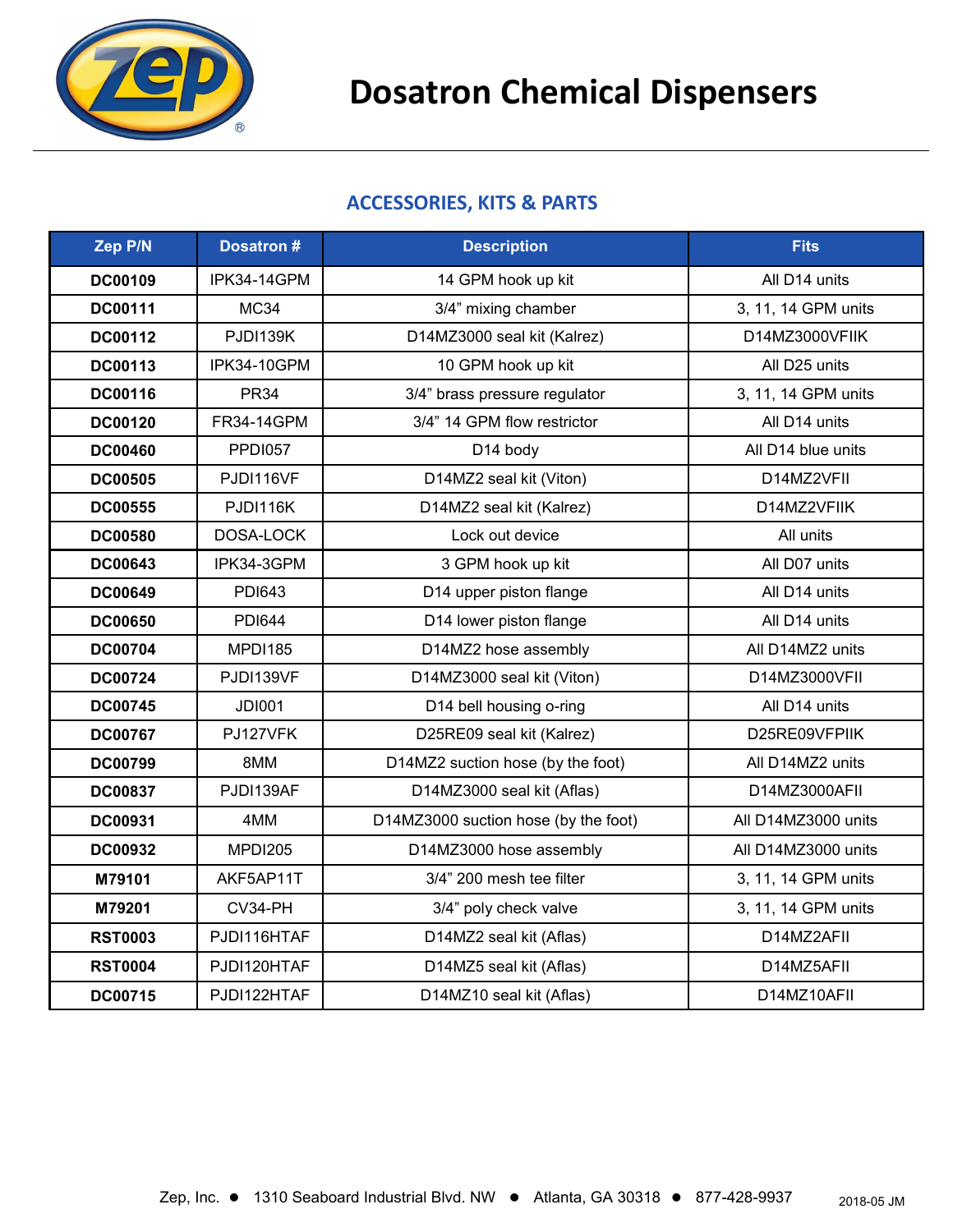# Dosatron Chemical Dispensers

## ACCESSORIES, KITS & PARTS

| Zep P/N | Dosatron # | Description | Fits |
|---|---|---|---|
| **DC00109** | IPK34-14GPM | 14 GPM hook up kit | All D14 units |
| **DC00111** | MC34 | 3/4" mixing chamber | 3, 11, 14 GPM units |
| **DC00112** | PJDI139K | D14MZ3000 seal kit (Kalrez) | D14MZ3000VFIIK |
| **DC00113** | IPK34-10GPM | 10 GPM hook up kit | All D25 units |
| **DC00116** | PR34 | 3/4" brass pressure regulator | 3, 11, 14 GPM units |
| **DC00120** | FR34-14GPM | 3/4" 14 GPM flow restrictor | All D14 units |
| **DC00460** | PPDI057 | D14 body | All D14 blue units |
| **DC00505** | PJDI116VF | D14MZ2 seal kit (Viton) | D14MZ2VFII |
| **DC00555** | PJDI116K | D14MZ2 seal kit (Kalrez) | D14MZ2VFIIK |
| **DC00580** | DOSA-LOCK | Lock out device | All units |
| **DC00643** | IPK34-3GPM | 3 GPM hook up kit | All D07 units |
| **DC00649** | PDI643 | D14 upper piston flange | All D14 units |
| **DC00650** | PDI644 | D14 lower piston flange | All D14 units |
| **DC00704** | MPDI185 | D14MZ2 hose assembly | All D14MZ2 units |
| **DC00724** | PJDI139VF | D14MZ3000 seal kit (Viton) | D14MZ3000VFII |
| **DC00745** | JDI001 | D14 bell housing o-ring | All D14 units |
| **DC00767** | PJ127VFK | D25RE09 seal kit (Kalrez) | D25RE09VFPIIK |
| **DC00799** | 8MM | D14MZ2 suction hose (by the foot) | All D14MZ2 units |
| **DC00837** | PJDI139AF | D14MZ3000 seal kit (Aflas) | D14MZ3000AFII |
| **DC00931** | 4MM | D14MZ3000 suction hose (by the foot) | All D14MZ3000 units |
| **DC00932** | MPDI205 | D14MZ3000 hose assembly | All D14MZ3000 units |
| **M79101** | AKF5AP11T | 3/4" 200 mesh tee filter | 3, 11, 14 GPM units |
| **M79201** | CV34-PH | 3/4" poly check valve | 3, 11, 14 GPM units |
| **RST0003** | PJDI116HTAF | D14MZ2 seal kit (Aflas) | D14MZ2AFII |
| **RST0004** | PJDI120HTAF | D14MZ5 seal kit (Aflas) | D14MZ5AFII |
| **DC00715** | PJDI122HTAF | D14MZ10 seal kit (Aflas) | D14MZ10AFII |

Zep, Inc. ● 1310 Seaboard Industrial Blvd. NW ● Atlanta, GA 30318 ● 877-428-9937

2018-05 JM